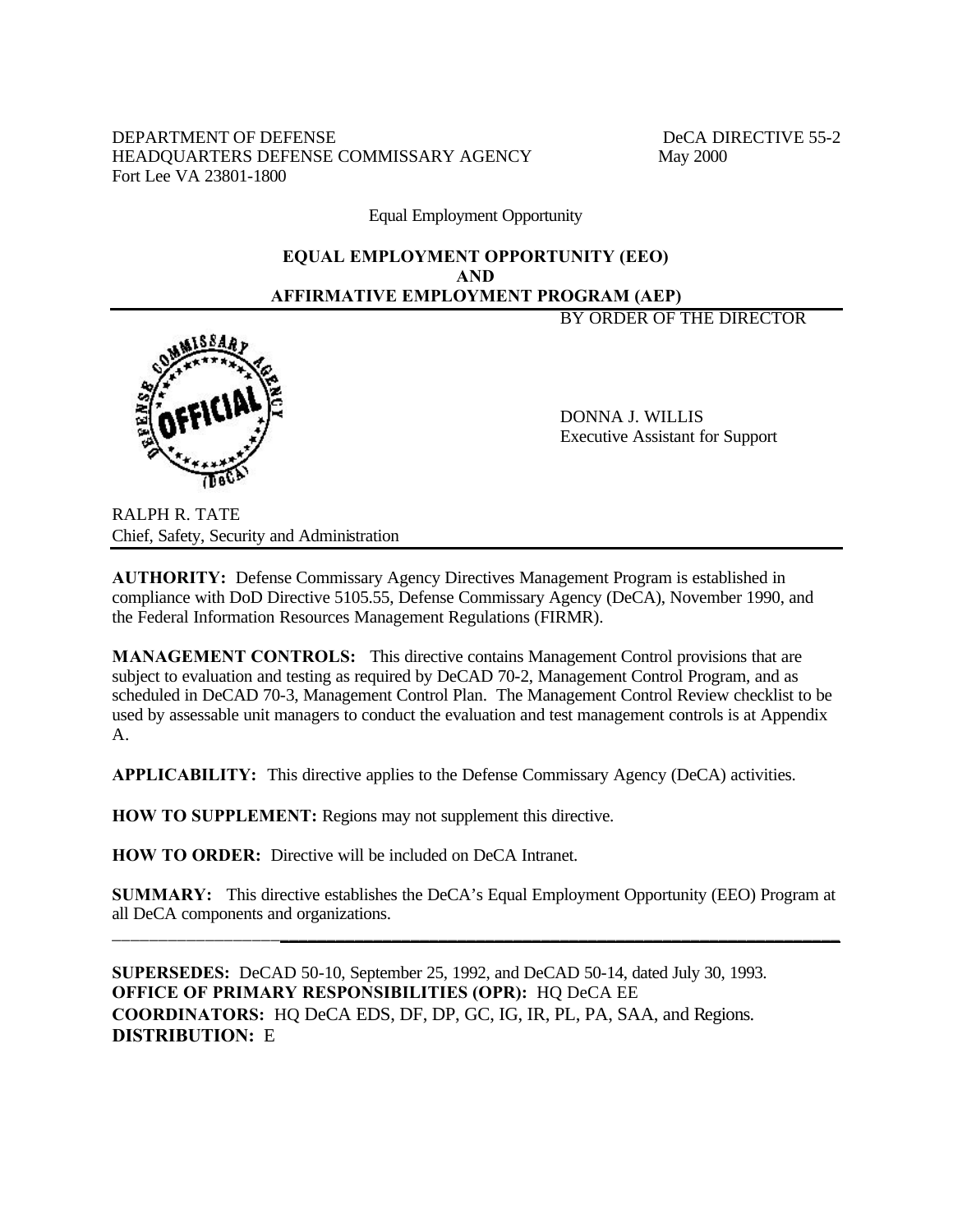DEPARTMENT OF DEFENSE  
HEADQUARTERS DEFENSE COMMISSARY AGENCY  
Fort Lee VA 23801-1800

DeCA DIRECTIVE 55-2  
May 2000

Equal Employment Opportunity

# EQUAL EMPLOYMENT OPPORTUNITY (EEO) AND AFFIRMATIVE EMPLOYMENT PROGRAM (AEP)

BY ORDER OF THE DIRECTOR

DONNA J. WILLIS  
Executive Assistant for Support

RALPH R. TATE  
Chief, Safety, Security and Administration

---

**AUTHORITY:** Defense Commissary Agency Directives Management Program is established in compliance with DoD Directive 5105.55, Defense Commissary Agency (DeCA), November 1990, and the Federal Information Resources Management Regulations (FIRMR).

**MANAGEMENT CONTROLS:** This directive contains Management Control provisions that are subject to evaluation and testing as required by DeCAD 70-2, Management Control Program, and as scheduled in DeCAD 70-3, Management Control Plan. The Management Control Review checklist to be used by assessable unit managers to conduct the evaluation and test management controls is at Appendix A.

**APPLICABILITY:** This directive applies to the Defense Commissary Agency (DeCA) activities.

**HOW TO SUPPLEMENT:** Regions may not supplement this directive.

**HOW TO ORDER:** Directive will be included on DeCA Intranet.

**SUMMARY:** This directive establishes the DeCA's Equal Employment Opportunity (EEO) Program at all DeCA components and organizations.

---

**SUPERSEDES:** DeCAD 50-10, September 25, 1992, and DeCAD 50-14, dated July 30, 1993.  
**OFFICE OF PRIMARY RESPONSIBILITIES (OPR):** HQ DeCA EE  
**COORDINATORS:** HQ DeCA EDS, DF, DP, GC, IG, IR, PL, PA, SAA, and Regions.  
**DISTRIBUTION:** E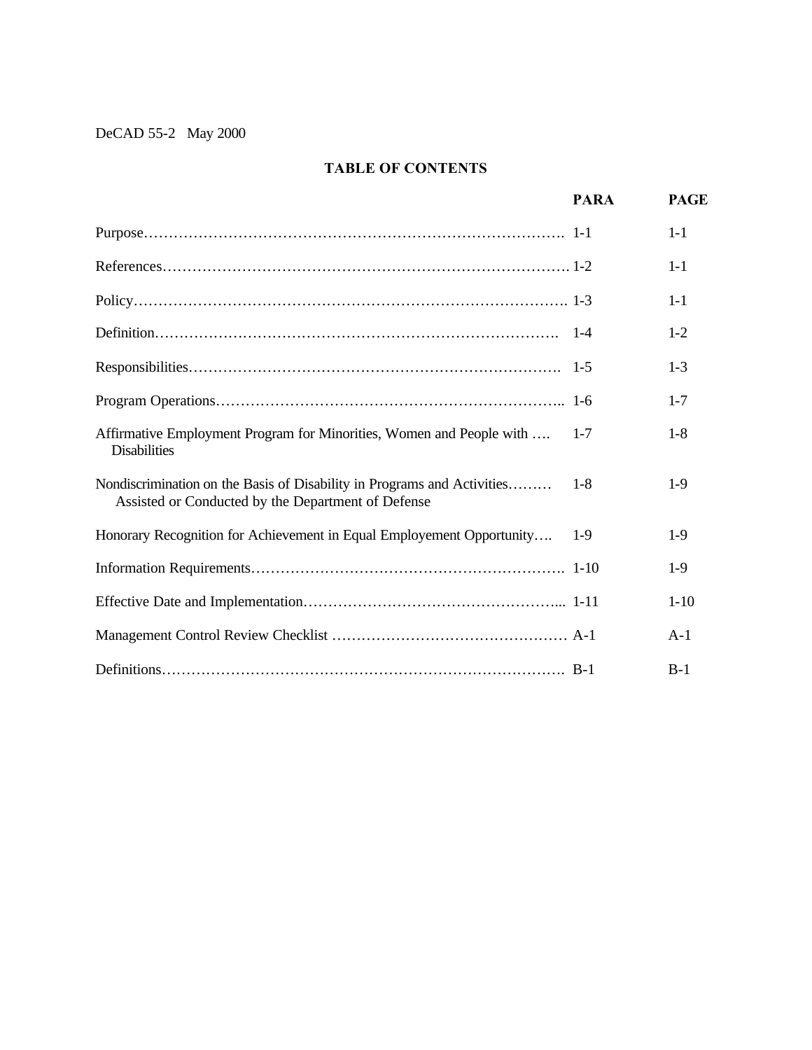DeCAD 55-2 May 2000

## TABLE OF CONTENTS

| | PARA | PAGE |
|---|---|---|
| Purpose | 1-1 | 1-1 |
| References | 1-2 | 1-1 |
| Policy | 1-3 | 1-1 |
| Definition | 1-4 | 1-2 |
| Responsibilities | 1-5 | 1-3 |
| Program Operations | 1-6 | 1-7 |
| Affirmative Employment Program for Minorities, Women and People with Disabilities | 1-7 | 1-8 |
| Nondiscrimination on the Basis of Disability in Programs and Activities Assisted or Conducted by the Department of Defense | 1-8 | 1-9 |
| Honorary Recognition for Achievement in Equal Employement Opportunity | 1-9 | 1-9 |
| Information Requirements | 1-10 | 1-9 |
| Effective Date and Implementation | 1-11 | 1-10 |
| Management Control Review Checklist | A-1 | A-1 |
| Definitions | B-1 | B-1 |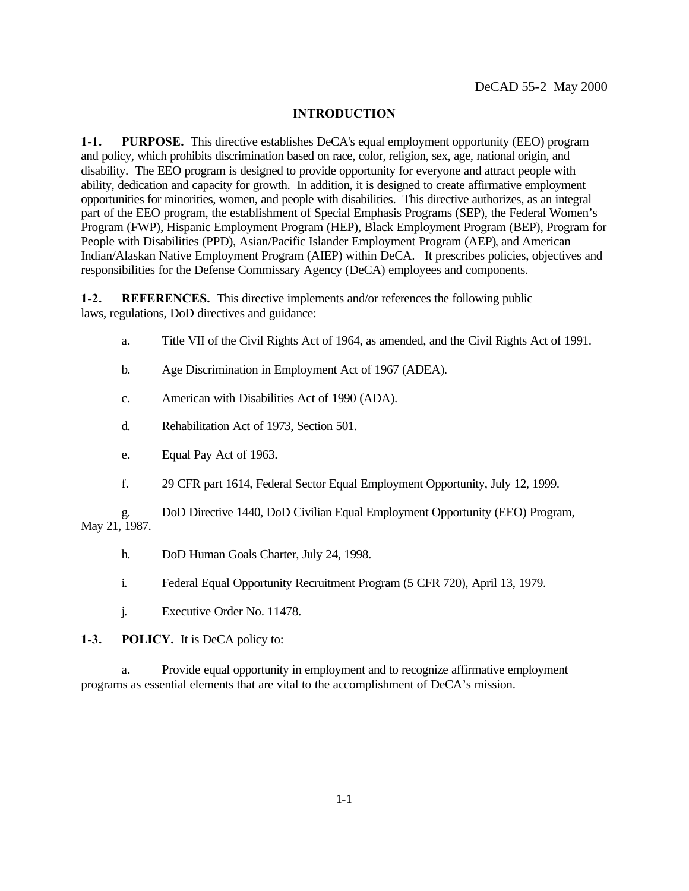## INTRODUCTION

**1-1. PURPOSE.** This directive establishes DeCA's equal employment opportunity (EEO) program and policy, which prohibits discrimination based on race, color, religion, sex, age, national origin, and disability. The EEO program is designed to provide opportunity for everyone and attract people with ability, dedication and capacity for growth. In addition, it is designed to create affirmative employment opportunities for minorities, women, and people with disabilities. This directive authorizes, as an integral part of the EEO program, the establishment of Special Emphasis Programs (SEP), the Federal Women's Program (FWP), Hispanic Employment Program (HEP), Black Employment Program (BEP), Program for People with Disabilities (PPD), Asian/Pacific Islander Employment Program (AEP), and American Indian/Alaskan Native Employment Program (AIEP) within DeCA. It prescribes policies, objectives and responsibilities for the Defense Commissary Agency (DeCA) employees and components.

**1-2. REFERENCES.** This directive implements and/or references the following public laws, regulations, DoD directives and guidance:

a. Title VII of the Civil Rights Act of 1964, as amended, and the Civil Rights Act of 1991.

b. Age Discrimination in Employment Act of 1967 (ADEA).

c. American with Disabilities Act of 1990 (ADA).

d. Rehabilitation Act of 1973, Section 501.

e. Equal Pay Act of 1963.

f. 29 CFR part 1614, Federal Sector Equal Employment Opportunity, July 12, 1999.

g. DoD Directive 1440, DoD Civilian Equal Employment Opportunity (EEO) Program, May 21, 1987.

h. DoD Human Goals Charter, July 24, 1998.

i. Federal Equal Opportunity Recruitment Program (5 CFR 720), April 13, 1979.

j. Executive Order No. 11478.

**1-3. POLICY.** It is DeCA policy to:

a. Provide equal opportunity in employment and to recognize affirmative employment programs as essential elements that are vital to the accomplishment of DeCA's mission.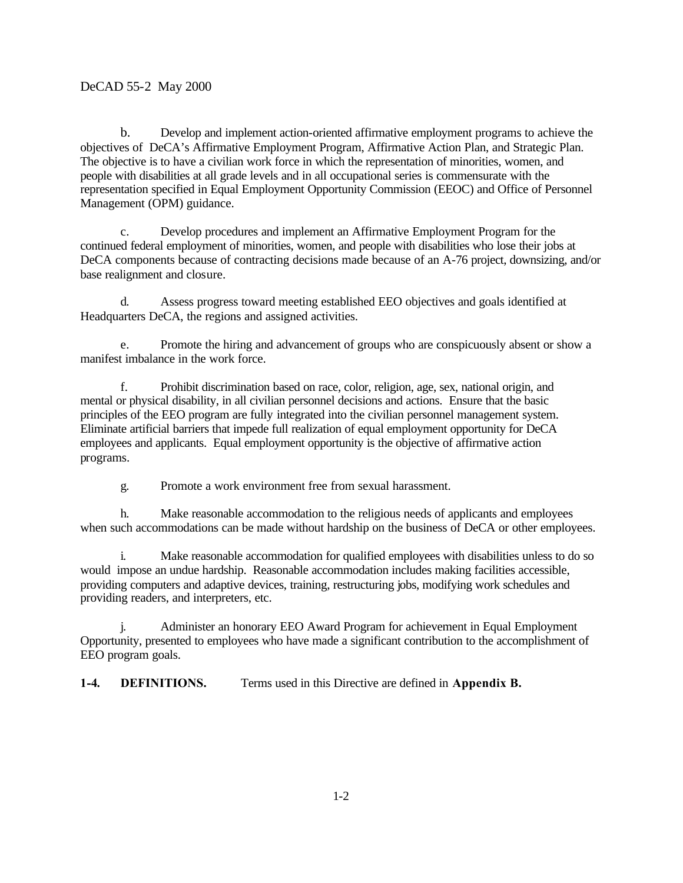b. Develop and implement action-oriented affirmative employment programs to achieve the objectives of DeCA's Affirmative Employment Program, Affirmative Action Plan, and Strategic Plan. The objective is to have a civilian work force in which the representation of minorities, women, and people with disabilities at all grade levels and in all occupational series is commensurate with the representation specified in Equal Employment Opportunity Commission (EEOC) and Office of Personnel Management (OPM) guidance.

c. Develop procedures and implement an Affirmative Employment Program for the continued federal employment of minorities, women, and people with disabilities who lose their jobs at DeCA components because of contracting decisions made because of an A-76 project, downsizing, and/or base realignment and closure.

d. Assess progress toward meeting established EEO objectives and goals identified at Headquarters DeCA, the regions and assigned activities.

e. Promote the hiring and advancement of groups who are conspicuously absent or show a manifest imbalance in the work force.

f. Prohibit discrimination based on race, color, religion, age, sex, national origin, and mental or physical disability, in all civilian personnel decisions and actions. Ensure that the basic principles of the EEO program are fully integrated into the civilian personnel management system. Eliminate artificial barriers that impede full realization of equal employment opportunity for DeCA employees and applicants. Equal employment opportunity is the objective of affirmative action programs.

g. Promote a work environment free from sexual harassment.

h. Make reasonable accommodation to the religious needs of applicants and employees when such accommodations can be made without hardship on the business of DeCA or other employees.

i. Make reasonable accommodation for qualified employees with disabilities unless to do so would impose an undue hardship. Reasonable accommodation includes making facilities accessible, providing computers and adaptive devices, training, restructuring jobs, modifying work schedules and providing readers, and interpreters, etc.

j. Administer an honorary EEO Award Program for achievement in Equal Employment Opportunity, presented to employees who have made a significant contribution to the accomplishment of EEO program goals.

**1-4. DEFINITIONS.** Terms used in this Directive are defined in **Appendix B.**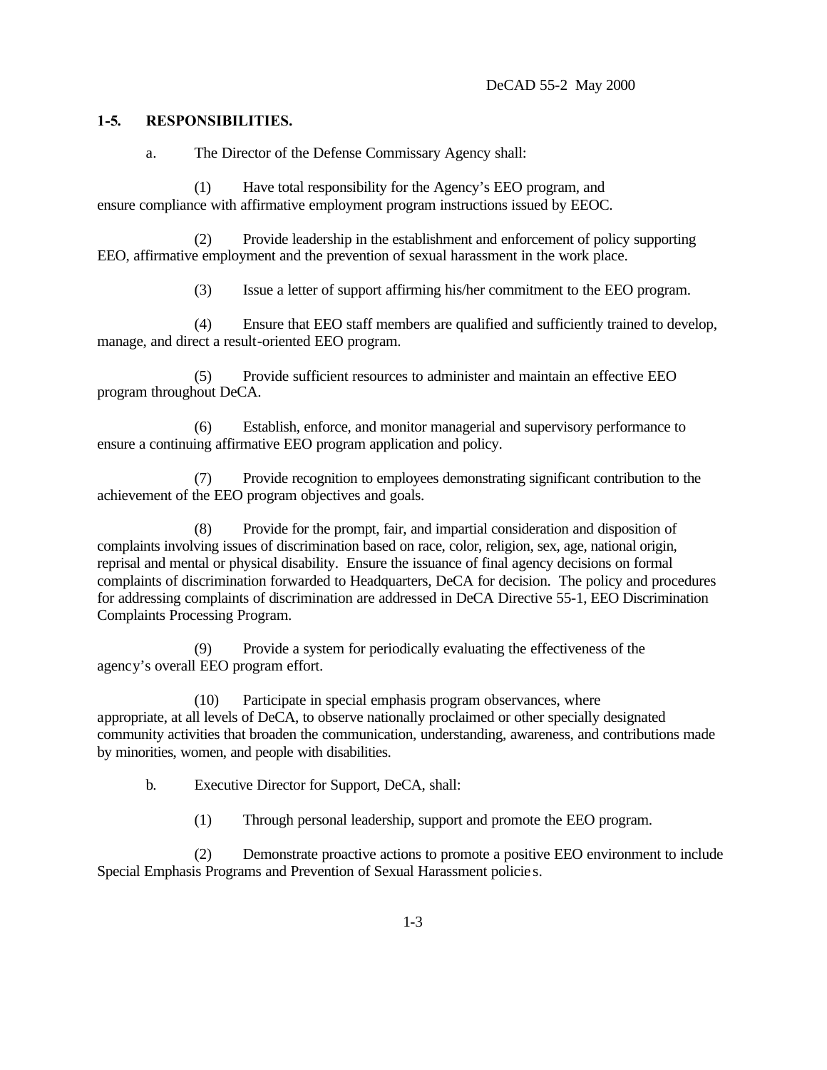**1-5. RESPONSIBILITIES.**

a. The Director of the Defense Commissary Agency shall:

(1) Have total responsibility for the Agency's EEO program, and ensure compliance with affirmative employment program instructions issued by EEOC.

(2) Provide leadership in the establishment and enforcement of policy supporting EEO, affirmative employment and the prevention of sexual harassment in the work place.

(3) Issue a letter of support affirming his/her commitment to the EEO program.

(4) Ensure that EEO staff members are qualified and sufficiently trained to develop, manage, and direct a result-oriented EEO program.

(5) Provide sufficient resources to administer and maintain an effective EEO program throughout DeCA.

(6) Establish, enforce, and monitor managerial and supervisory performance to ensure a continuing affirmative EEO program application and policy.

(7) Provide recognition to employees demonstrating significant contribution to the achievement of the EEO program objectives and goals.

(8) Provide for the prompt, fair, and impartial consideration and disposition of complaints involving issues of discrimination based on race, color, religion, sex, age, national origin, reprisal and mental or physical disability. Ensure the issuance of final agency decisions on formal complaints of discrimination forwarded to Headquarters, DeCA for decision. The policy and procedures for addressing complaints of discrimination are addressed in DeCA Directive 55-1, EEO Discrimination Complaints Processing Program.

(9) Provide a system for periodically evaluating the effectiveness of the agency's overall EEO program effort.

(10) Participate in special emphasis program observances, where appropriate, at all levels of DeCA, to observe nationally proclaimed or other specially designated community activities that broaden the communication, understanding, awareness, and contributions made by minorities, women, and people with disabilities.

b. Executive Director for Support, DeCA, shall:

(1) Through personal leadership, support and promote the EEO program.

(2) Demonstrate proactive actions to promote a positive EEO environment to include Special Emphasis Programs and Prevention of Sexual Harassment policies.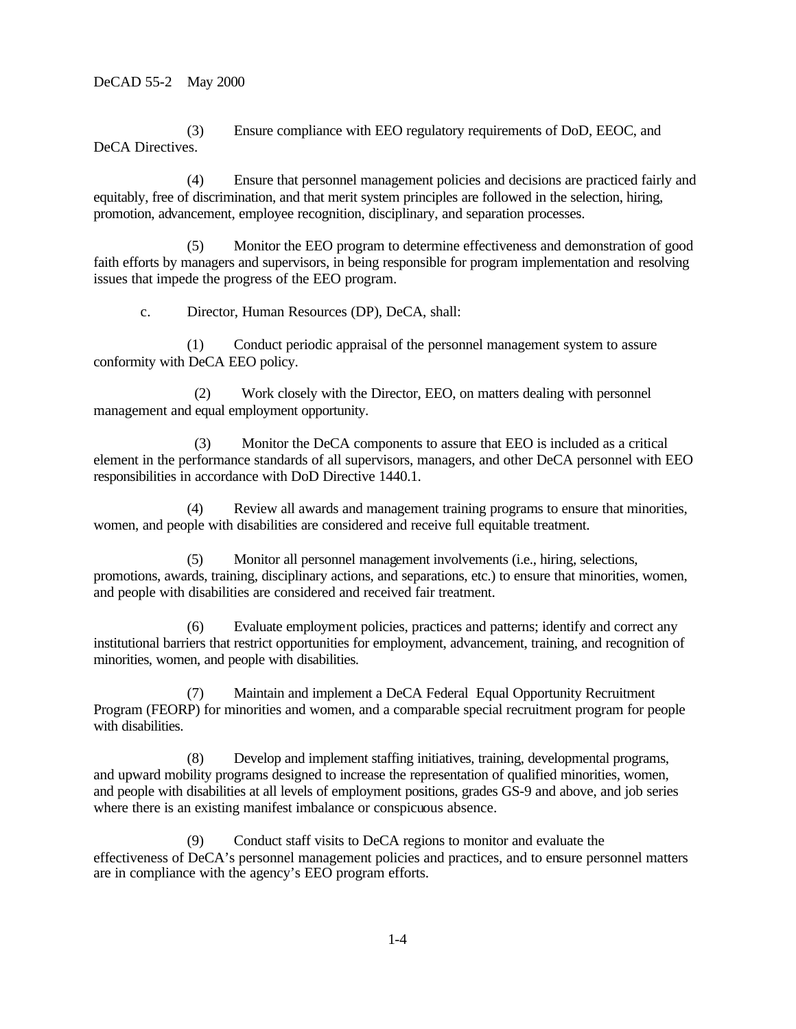(3) Ensure compliance with EEO regulatory requirements of DoD, EEOC, and DeCA Directives.

(4) Ensure that personnel management policies and decisions are practiced fairly and equitably, free of discrimination, and that merit system principles are followed in the selection, hiring, promotion, advancement, employee recognition, disciplinary, and separation processes.

(5) Monitor the EEO program to determine effectiveness and demonstration of good faith efforts by managers and supervisors, in being responsible for program implementation and resolving issues that impede the progress of the EEO program.

c. Director, Human Resources (DP), DeCA, shall:

(1) Conduct periodic appraisal of the personnel management system to assure conformity with DeCA EEO policy.

(2) Work closely with the Director, EEO, on matters dealing with personnel management and equal employment opportunity.

(3) Monitor the DeCA components to assure that EEO is included as a critical element in the performance standards of all supervisors, managers, and other DeCA personnel with EEO responsibilities in accordance with DoD Directive 1440.1.

(4) Review all awards and management training programs to ensure that minorities, women, and people with disabilities are considered and receive full equitable treatment.

(5) Monitor all personnel management involvements (i.e., hiring, selections, promotions, awards, training, disciplinary actions, and separations, etc.) to ensure that minorities, women, and people with disabilities are considered and received fair treatment.

(6) Evaluate employment policies, practices and patterns; identify and correct any institutional barriers that restrict opportunities for employment, advancement, training, and recognition of minorities, women, and people with disabilities.

(7) Maintain and implement a DeCA Federal Equal Opportunity Recruitment Program (FEORP) for minorities and women, and a comparable special recruitment program for people with disabilities.

(8) Develop and implement staffing initiatives, training, developmental programs, and upward mobility programs designed to increase the representation of qualified minorities, women, and people with disabilities at all levels of employment positions, grades GS-9 and above, and job series where there is an existing manifest imbalance or conspicuous absence.

(9) Conduct staff visits to DeCA regions to monitor and evaluate the effectiveness of DeCA's personnel management policies and practices, and to ensure personnel matters are in compliance with the agency's EEO program efforts.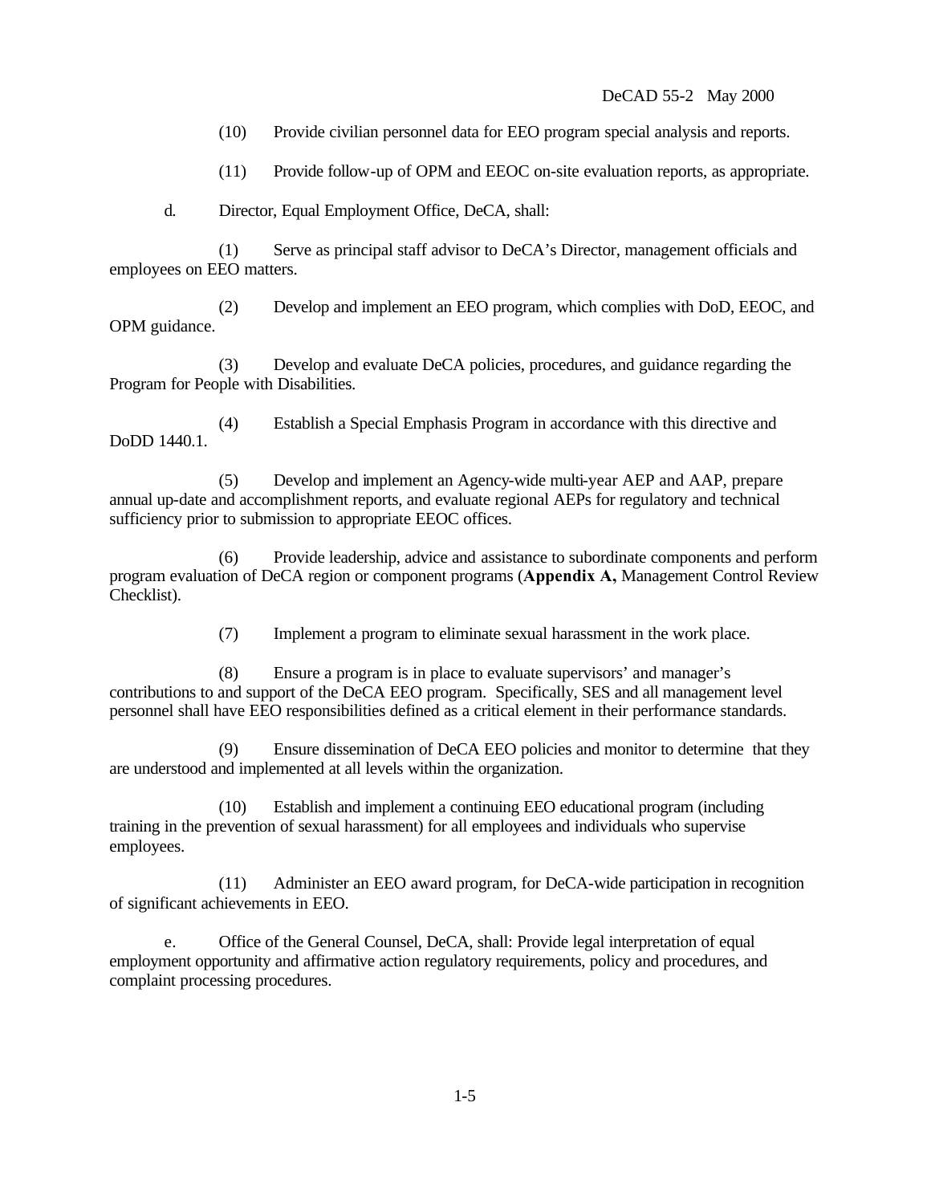(10) Provide civilian personnel data for EEO program special analysis and reports.

(11) Provide follow-up of OPM and EEOC on-site evaluation reports, as appropriate.

d. Director, Equal Employment Office, DeCA, shall:

(1) Serve as principal staff advisor to DeCA's Director, management officials and employees on EEO matters.

(2) Develop and implement an EEO program, which complies with DoD, EEOC, and OPM guidance.

(3) Develop and evaluate DeCA policies, procedures, and guidance regarding the Program for People with Disabilities.

(4) Establish a Special Emphasis Program in accordance with this directive and DoDD 1440.1.

(5) Develop and implement an Agency-wide multi-year AEP and AAP, prepare annual up-date and accomplishment reports, and evaluate regional AEPs for regulatory and technical sufficiency prior to submission to appropriate EEOC offices.

(6) Provide leadership, advice and assistance to subordinate components and perform program evaluation of DeCA region or component programs (**Appendix A,** Management Control Review Checklist).

(7) Implement a program to eliminate sexual harassment in the work place.

(8) Ensure a program is in place to evaluate supervisors' and manager's contributions to and support of the DeCA EEO program. Specifically, SES and all management level personnel shall have EEO responsibilities defined as a critical element in their performance standards.

(9) Ensure dissemination of DeCA EEO policies and monitor to determine that they are understood and implemented at all levels within the organization.

(10) Establish and implement a continuing EEO educational program (including training in the prevention of sexual harassment) for all employees and individuals who supervise employees.

(11) Administer an EEO award program, for DeCA-wide participation in recognition of significant achievements in EEO.

e. Office of the General Counsel, DeCA, shall: Provide legal interpretation of equal employment opportunity and affirmative action regulatory requirements, policy and procedures, and complaint processing procedures.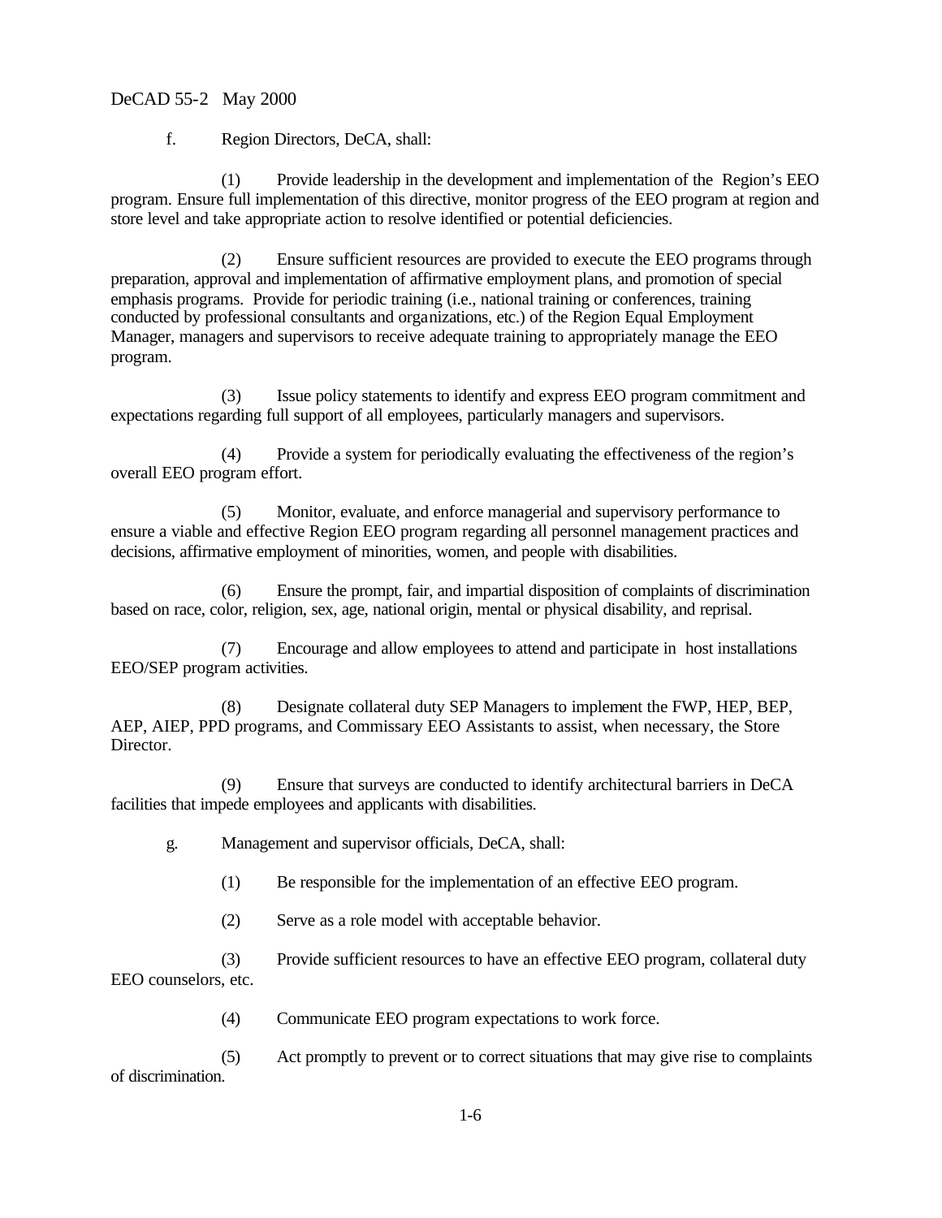f. Region Directors, DeCA, shall:

(1) Provide leadership in the development and implementation of the Region's EEO program. Ensure full implementation of this directive, monitor progress of the EEO program at region and store level and take appropriate action to resolve identified or potential deficiencies.

(2) Ensure sufficient resources are provided to execute the EEO programs through preparation, approval and implementation of affirmative employment plans, and promotion of special emphasis programs. Provide for periodic training (i.e., national training or conferences, training conducted by professional consultants and organizations, etc.) of the Region Equal Employment Manager, managers and supervisors to receive adequate training to appropriately manage the EEO program.

(3) Issue policy statements to identify and express EEO program commitment and expectations regarding full support of all employees, particularly managers and supervisors.

(4) Provide a system for periodically evaluating the effectiveness of the region's overall EEO program effort.

(5) Monitor, evaluate, and enforce managerial and supervisory performance to ensure a viable and effective Region EEO program regarding all personnel management practices and decisions, affirmative employment of minorities, women, and people with disabilities.

(6) Ensure the prompt, fair, and impartial disposition of complaints of discrimination based on race, color, religion, sex, age, national origin, mental or physical disability, and reprisal.

(7) Encourage and allow employees to attend and participate in host installations EEO/SEP program activities.

(8) Designate collateral duty SEP Managers to implement the FWP, HEP, BEP, AEP, AIEP, PPD programs, and Commissary EEO Assistants to assist, when necessary, the Store Director.

(9) Ensure that surveys are conducted to identify architectural barriers in DeCA facilities that impede employees and applicants with disabilities.

g. Management and supervisor officials, DeCA, shall:

(1) Be responsible for the implementation of an effective EEO program.

(2) Serve as a role model with acceptable behavior.

(3) Provide sufficient resources to have an effective EEO program, collateral duty EEO counselors, etc.

(4) Communicate EEO program expectations to work force.

(5) Act promptly to prevent or to correct situations that may give rise to complaints of discrimination.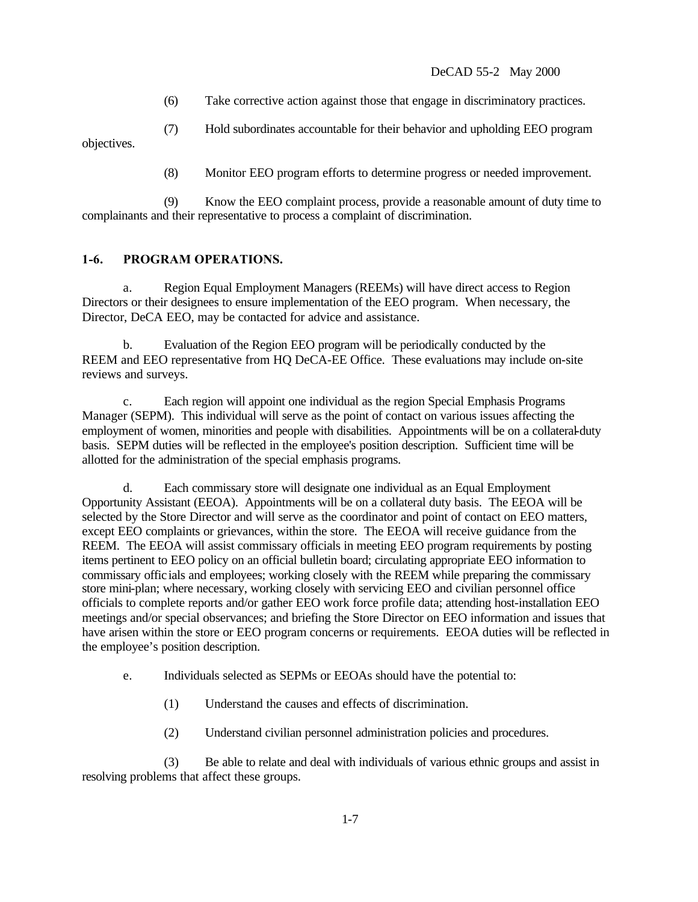(6) Take corrective action against those that engage in discriminatory practices.

(7) Hold subordinates accountable for their behavior and upholding EEO program objectives.

(8) Monitor EEO program efforts to determine progress or needed improvement.

(9) Know the EEO complaint process, provide a reasonable amount of duty time to complainants and their representative to process a complaint of discrimination.

**1-6. PROGRAM OPERATIONS.**

a. Region Equal Employment Managers (REEMs) will have direct access to Region Directors or their designees to ensure implementation of the EEO program. When necessary, the Director, DeCA EEO, may be contacted for advice and assistance.

b. Evaluation of the Region EEO program will be periodically conducted by the REEM and EEO representative from HQ DeCA-EE Office. These evaluations may include on-site reviews and surveys.

c. Each region will appoint one individual as the region Special Emphasis Programs Manager (SEPM). This individual will serve as the point of contact on various issues affecting the employment of women, minorities and people with disabilities. Appointments will be on a collateral-duty basis. SEPM duties will be reflected in the employee's position description. Sufficient time will be allotted for the administration of the special emphasis programs.

d. Each commissary store will designate one individual as an Equal Employment Opportunity Assistant (EEOA). Appointments will be on a collateral duty basis. The EEOA will be selected by the Store Director and will serve as the coordinator and point of contact on EEO matters, except EEO complaints or grievances, within the store. The EEOA will receive guidance from the REEM. The EEOA will assist commissary officials in meeting EEO program requirements by posting items pertinent to EEO policy on an official bulletin board; circulating appropriate EEO information to commissary officials and employees; working closely with the REEM while preparing the commissary store mini-plan; where necessary, working closely with servicing EEO and civilian personnel office officials to complete reports and/or gather EEO work force profile data; attending host-installation EEO meetings and/or special observances; and briefing the Store Director on EEO information and issues that have arisen within the store or EEO program concerns or requirements. EEOA duties will be reflected in the employee's position description.

e. Individuals selected as SEPMs or EEOAs should have the potential to:

(1) Understand the causes and effects of discrimination.

(2) Understand civilian personnel administration policies and procedures.

(3) Be able to relate and deal with individuals of various ethnic groups and assist in resolving problems that affect these groups.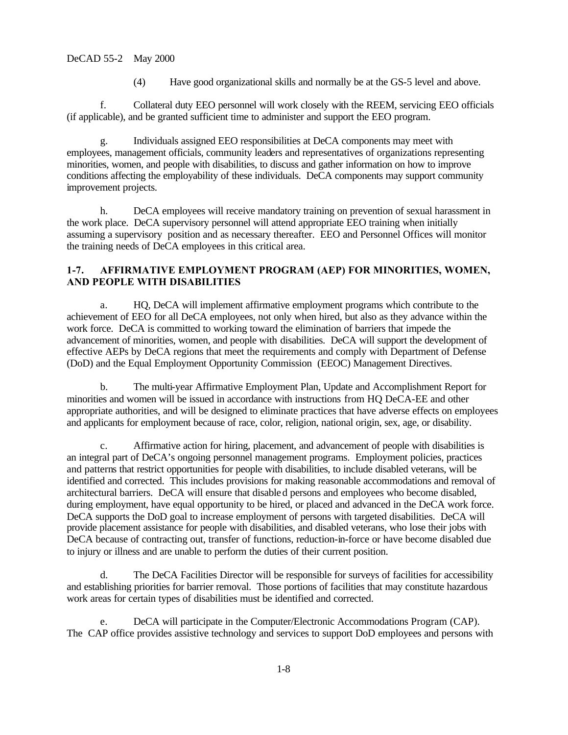(4) Have good organizational skills and normally be at the GS-5 level and above.

f. Collateral duty EEO personnel will work closely with the REEM, servicing EEO officials (if applicable), and be granted sufficient time to administer and support the EEO program.

g. Individuals assigned EEO responsibilities at DeCA components may meet with employees, management officials, community leaders and representatives of organizations representing minorities, women, and people with disabilities, to discuss and gather information on how to improve conditions affecting the employability of these individuals. DeCA components may support community improvement projects.

h. DeCA employees will receive mandatory training on prevention of sexual harassment in the work place. DeCA supervisory personnel will attend appropriate EEO training when initially assuming a supervisory position and as necessary thereafter. EEO and Personnel Offices will monitor the training needs of DeCA employees in this critical area.

## 1-7. AFFIRMATIVE EMPLOYMENT PROGRAM (AEP) FOR MINORITIES, WOMEN, AND PEOPLE WITH DISABILITIES

a. HQ, DeCA will implement affirmative employment programs which contribute to the achievement of EEO for all DeCA employees, not only when hired, but also as they advance within the work force. DeCA is committed to working toward the elimination of barriers that impede the advancement of minorities, women, and people with disabilities. DeCA will support the development of effective AEPs by DeCA regions that meet the requirements and comply with Department of Defense (DoD) and the Equal Employment Opportunity Commission (EEOC) Management Directives.

b. The multi-year Affirmative Employment Plan, Update and Accomplishment Report for minorities and women will be issued in accordance with instructions from HQ DeCA-EE and other appropriate authorities, and will be designed to eliminate practices that have adverse effects on employees and applicants for employment because of race, color, religion, national origin, sex, age, or disability.

c. Affirmative action for hiring, placement, and advancement of people with disabilities is an integral part of DeCA's ongoing personnel management programs. Employment policies, practices and patterns that restrict opportunities for people with disabilities, to include disabled veterans, will be identified and corrected. This includes provisions for making reasonable accommodations and removal of architectural barriers. DeCA will ensure that disabled persons and employees who become disabled, during employment, have equal opportunity to be hired, or placed and advanced in the DeCA work force. DeCA supports the DoD goal to increase employment of persons with targeted disabilities. DeCA will provide placement assistance for people with disabilities, and disabled veterans, who lose their jobs with DeCA because of contracting out, transfer of functions, reduction-in-force or have become disabled due to injury or illness and are unable to perform the duties of their current position.

d. The DeCA Facilities Director will be responsible for surveys of facilities for accessibility and establishing priorities for barrier removal. Those portions of facilities that may constitute hazardous work areas for certain types of disabilities must be identified and corrected.

e. DeCA will participate in the Computer/Electronic Accommodations Program (CAP). The CAP office provides assistive technology and services to support DoD employees and persons with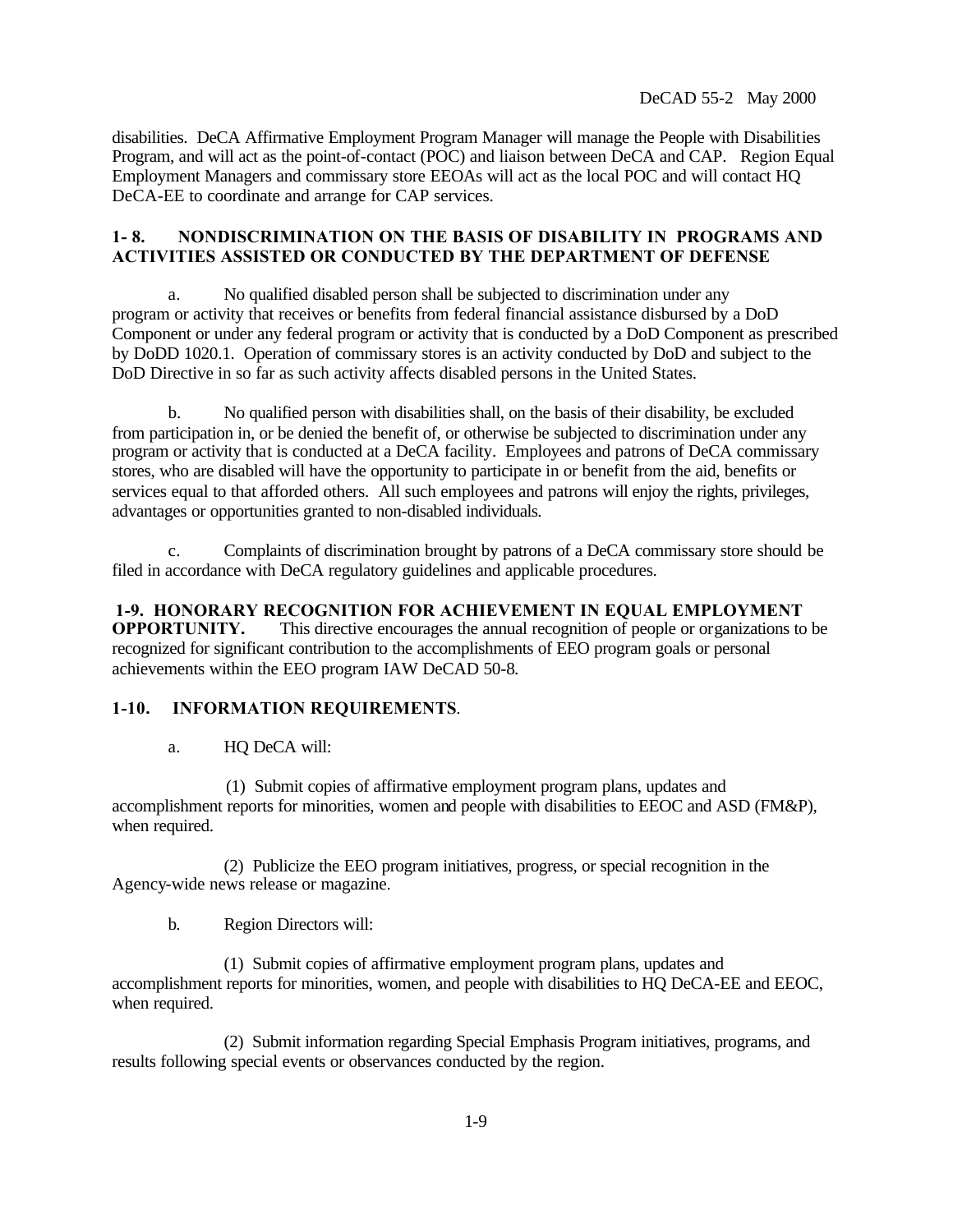disabilities. DeCA Affirmative Employment Program Manager will manage the People with Disabilities Program, and will act as the point-of-contact (POC) and liaison between DeCA and CAP. Region Equal Employment Managers and commissary store EEOAs will act as the local POC and will contact HQ DeCA-EE to coordinate and arrange for CAP services.

**1- 8. NONDISCRIMINATION ON THE BASIS OF DISABILITY IN PROGRAMS AND ACTIVITIES ASSISTED OR CONDUCTED BY THE DEPARTMENT OF DEFENSE**

a. No qualified disabled person shall be subjected to discrimination under any program or activity that receives or benefits from federal financial assistance disbursed by a DoD Component or under any federal program or activity that is conducted by a DoD Component as prescribed by DoDD 1020.1. Operation of commissary stores is an activity conducted by DoD and subject to the DoD Directive in so far as such activity affects disabled persons in the United States.

b. No qualified person with disabilities shall, on the basis of their disability, be excluded from participation in, or be denied the benefit of, or otherwise be subjected to discrimination under any program or activity that is conducted at a DeCA facility. Employees and patrons of DeCA commissary stores, who are disabled will have the opportunity to participate in or benefit from the aid, benefits or services equal to that afforded others. All such employees and patrons will enjoy the rights, privileges, advantages or opportunities granted to non-disabled individuals.

c. Complaints of discrimination brought by patrons of a DeCA commissary store should be filed in accordance with DeCA regulatory guidelines and applicable procedures.

**1-9. HONORARY RECOGNITION FOR ACHIEVEMENT IN EQUAL EMPLOYMENT OPPORTUNITY.** This directive encourages the annual recognition of people or organizations to be recognized for significant contribution to the accomplishments of EEO program goals or personal achievements within the EEO program IAW DeCAD 50-8.

**1-10. INFORMATION REQUIREMENTS**.

a. HQ DeCA will:

(1) Submit copies of affirmative employment program plans, updates and accomplishment reports for minorities, women and people with disabilities to EEOC and ASD (FM&P), when required.

(2) Publicize the EEO program initiatives, progress, or special recognition in the Agency-wide news release or magazine.

b. Region Directors will:

(1) Submit copies of affirmative employment program plans, updates and accomplishment reports for minorities, women, and people with disabilities to HQ DeCA-EE and EEOC, when required.

(2) Submit information regarding Special Emphasis Program initiatives, programs, and results following special events or observances conducted by the region.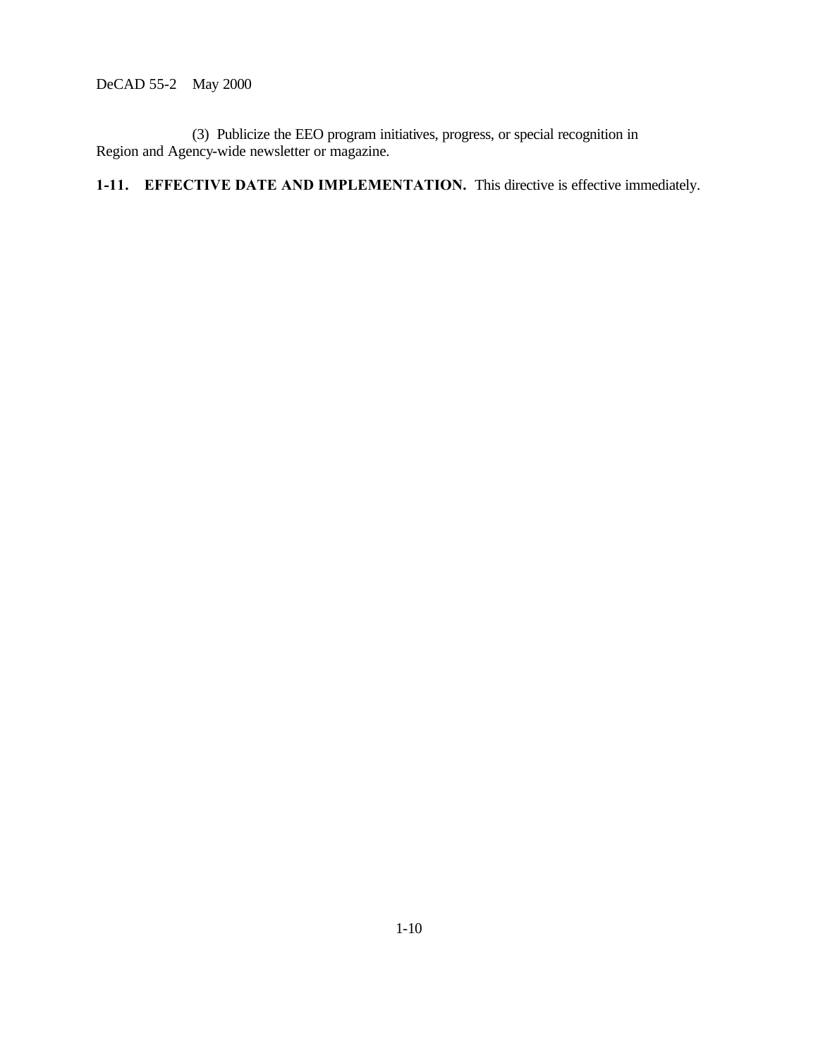(3) Publicize the EEO program initiatives, progress, or special recognition in Region and Agency-wide newsletter or magazine.

**1-11. EFFECTIVE DATE AND IMPLEMENTATION.** This directive is effective immediately.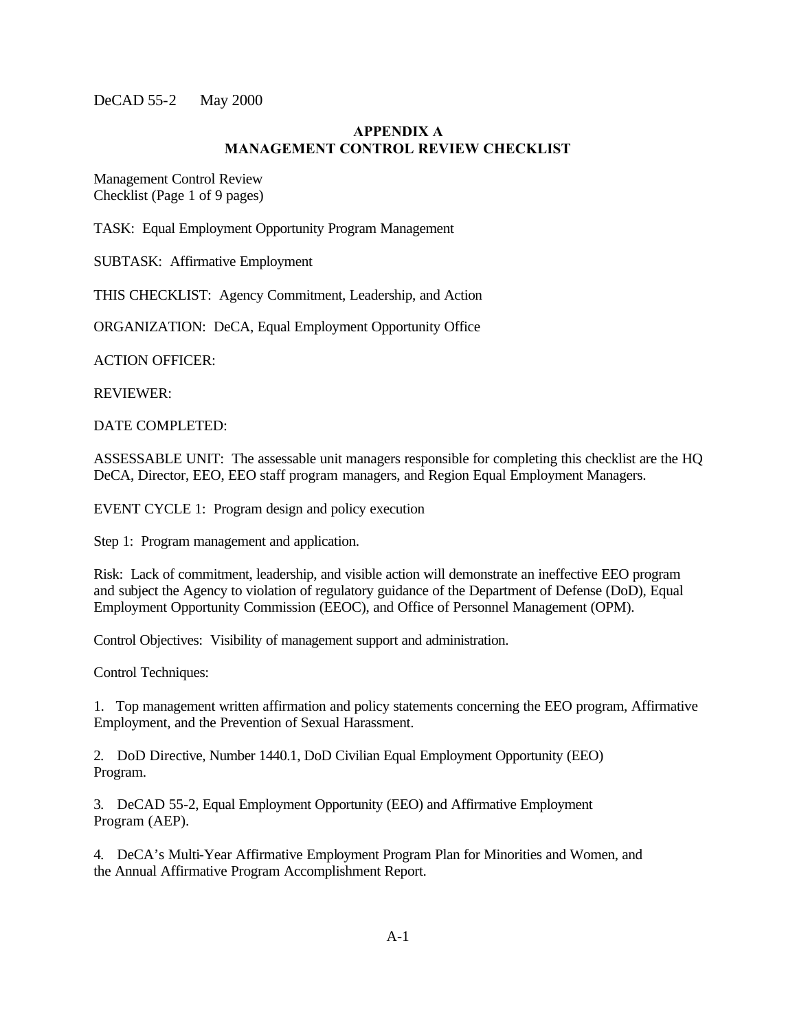## APPENDIX A
## MANAGEMENT CONTROL REVIEW CHECKLIST

Management Control Review
Checklist (Page 1 of 9 pages)

TASK: Equal Employment Opportunity Program Management

SUBTASK: Affirmative Employment

THIS CHECKLIST: Agency Commitment, Leadership, and Action

ORGANIZATION: DeCA, Equal Employment Opportunity Office

ACTION OFFICER:

REVIEWER:

DATE COMPLETED:

ASSESSABLE UNIT: The assessable unit managers responsible for completing this checklist are the HQ DeCA, Director, EEO, EEO staff program managers, and Region Equal Employment Managers.

EVENT CYCLE 1: Program design and policy execution

Step 1: Program management and application.

Risk: Lack of commitment, leadership, and visible action will demonstrate an ineffective EEO program and subject the Agency to violation of regulatory guidance of the Department of Defense (DoD), Equal Employment Opportunity Commission (EEOC), and Office of Personnel Management (OPM).

Control Objectives: Visibility of management support and administration.

Control Techniques:

1. Top management written affirmation and policy statements concerning the EEO program, Affirmative Employment, and the Prevention of Sexual Harassment.

2. DoD Directive, Number 1440.1, DoD Civilian Equal Employment Opportunity (EEO) Program.

3. DeCAD 55-2, Equal Employment Opportunity (EEO) and Affirmative Employment Program (AEP).

4. DeCA's Multi-Year Affirmative Employment Program Plan for Minorities and Women, and the Annual Affirmative Program Accomplishment Report.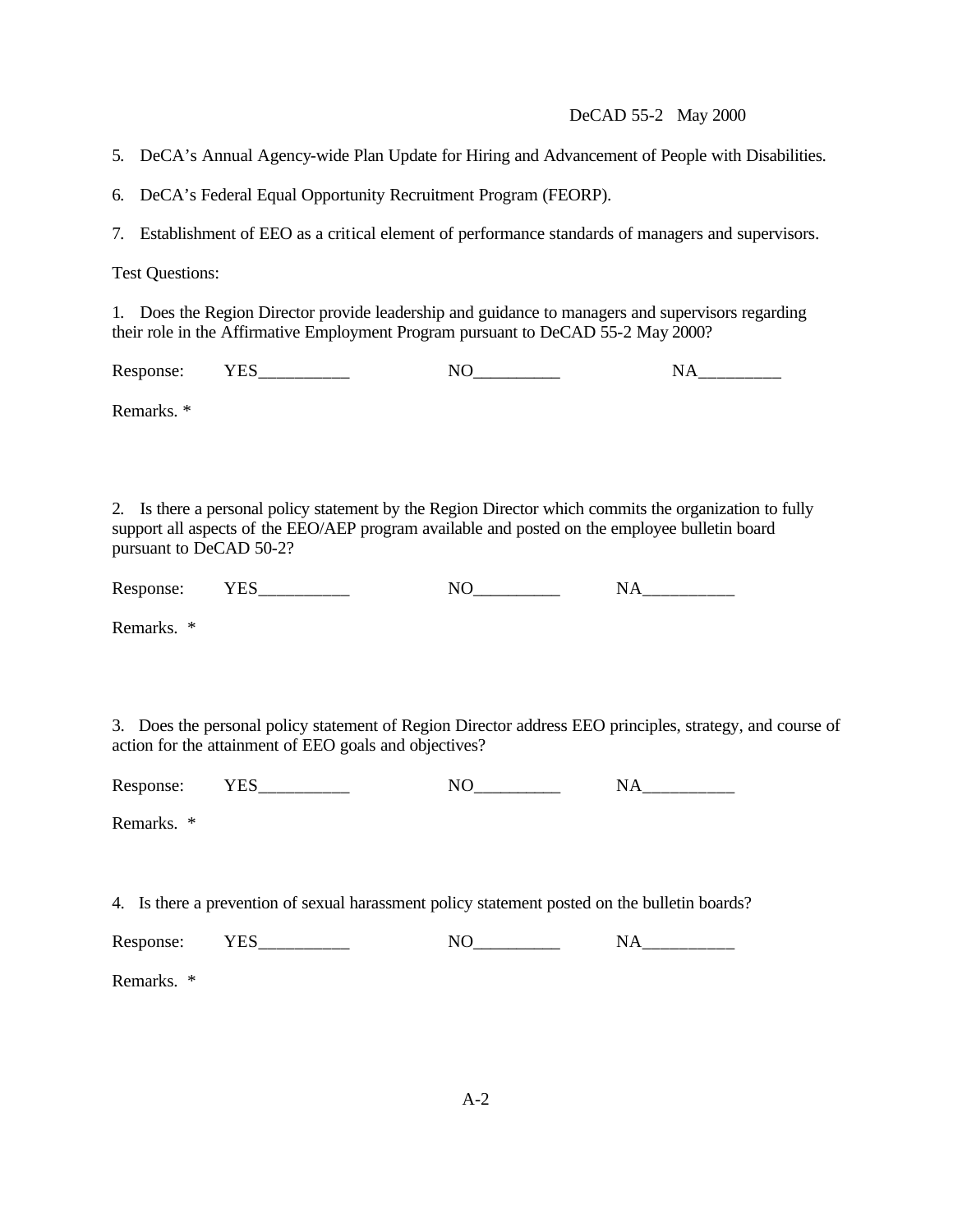5. DeCA's Annual Agency-wide Plan Update for Hiring and Advancement of People with Disabilities.

6. DeCA's Federal Equal Opportunity Recruitment Program (FEORP).

7. Establishment of EEO as a critical element of performance standards of managers and supervisors.

Test Questions:

1. Does the Region Director provide leadership and guidance to managers and supervisors regarding their role in the Affirmative Employment Program pursuant to DeCAD 55-2 May 2000?

Response: YES__________ NO__________ NA_________

Remarks. *

2. Is there a personal policy statement by the Region Director which commits the organization to fully support all aspects of the EEO/AEP program available and posted on the employee bulletin board pursuant to DeCAD 50-2?

Response: YES__________ NO__________ NA__________

Remarks. *

3. Does the personal policy statement of Region Director address EEO principles, strategy, and course of action for the attainment of EEO goals and objectives?

Response: YES__________ NO__________ NA__________

Remarks. *

4. Is there a prevention of sexual harassment policy statement posted on the bulletin boards?

Response: YES__________ NO__________ NA__________

Remarks. *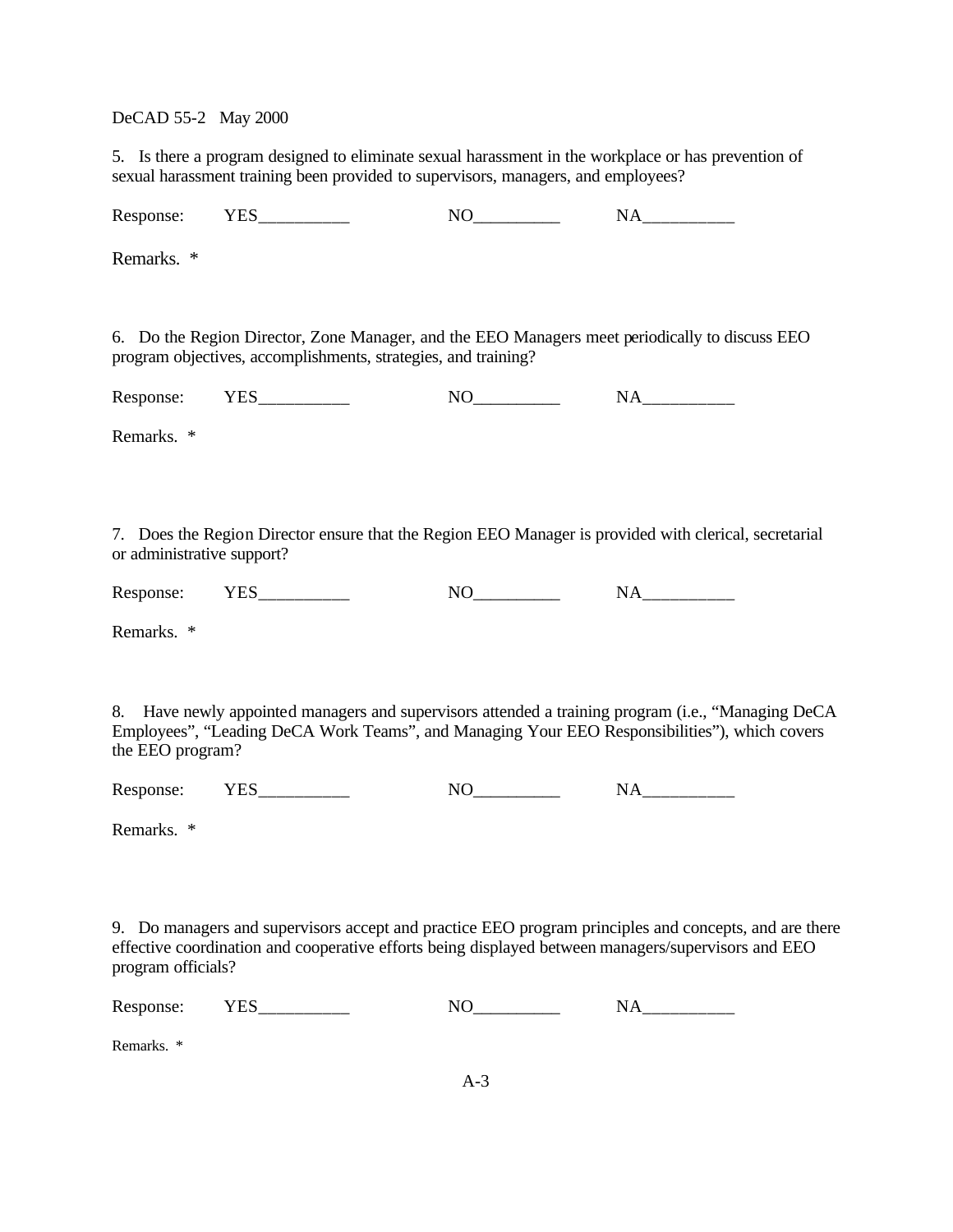5. Is there a program designed to eliminate sexual harassment in the workplace or has prevention of sexual harassment training been provided to supervisors, managers, and employees?

Response: YES__________ NO__________ NA__________

Remarks. *

6. Do the Region Director, Zone Manager, and the EEO Managers meet periodically to discuss EEO program objectives, accomplishments, strategies, and training?

Response: YES__________ NO__________ NA__________

Remarks. *

7. Does the Region Director ensure that the Region EEO Manager is provided with clerical, secretarial or administrative support?

Response: YES__________ NO__________ NA__________

Remarks. *

8. Have newly appointed managers and supervisors attended a training program (i.e., "Managing DeCA Employees", "Leading DeCA Work Teams", and Managing Your EEO Responsibilities"), which covers the EEO program?

Response: YES__________ NO__________ NA__________

Remarks. *

9. Do managers and supervisors accept and practice EEO program principles and concepts, and are there effective coordination and cooperative efforts being displayed between managers/supervisors and EEO program officials?

Response: YES__________ NO__________ NA__________

Remarks. *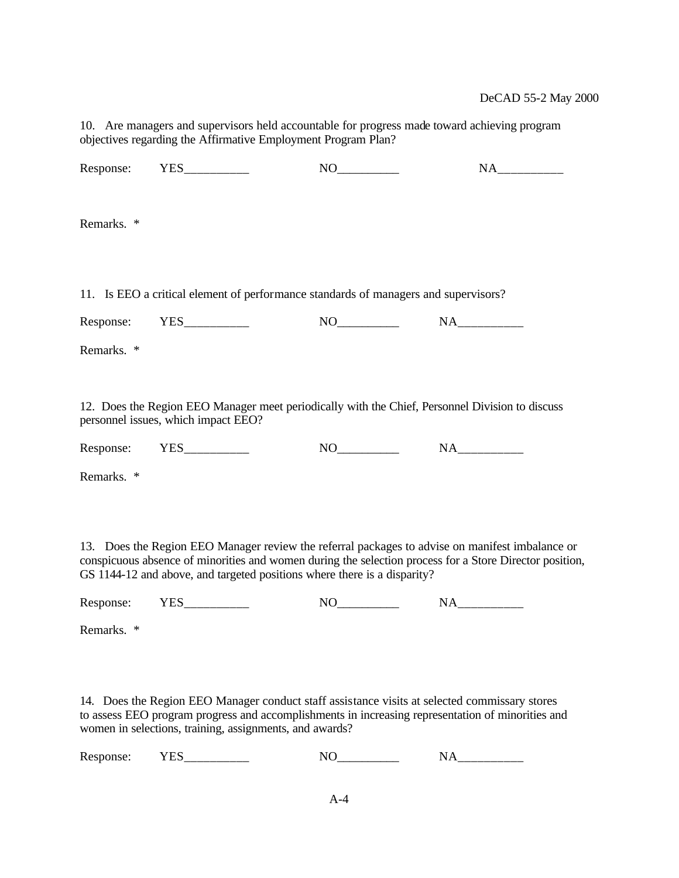10. Are managers and supervisors held accountable for progress made toward achieving program objectives regarding the Affirmative Employment Program Plan?

Response: YES__________ NO__________ NA__________

Remarks. *

11. Is EEO a critical element of performance standards of managers and supervisors?

Response: YES__________ NO__________ NA__________

Remarks. *

12. Does the Region EEO Manager meet periodically with the Chief, Personnel Division to discuss personnel issues, which impact EEO?

Response: YES__________ NO__________ NA__________

Remarks. *

13. Does the Region EEO Manager review the referral packages to advise on manifest imbalance or conspicuous absence of minorities and women during the selection process for a Store Director position, GS 1144-12 and above, and targeted positions where there is a disparity?

Response: YES__________ NO__________ NA__________

Remarks. *

14. Does the Region EEO Manager conduct staff assistance visits at selected commissary stores to assess EEO program progress and accomplishments in increasing representation of minorities and women in selections, training, assignments, and awards?

Response: YES__________ NO__________ NA__________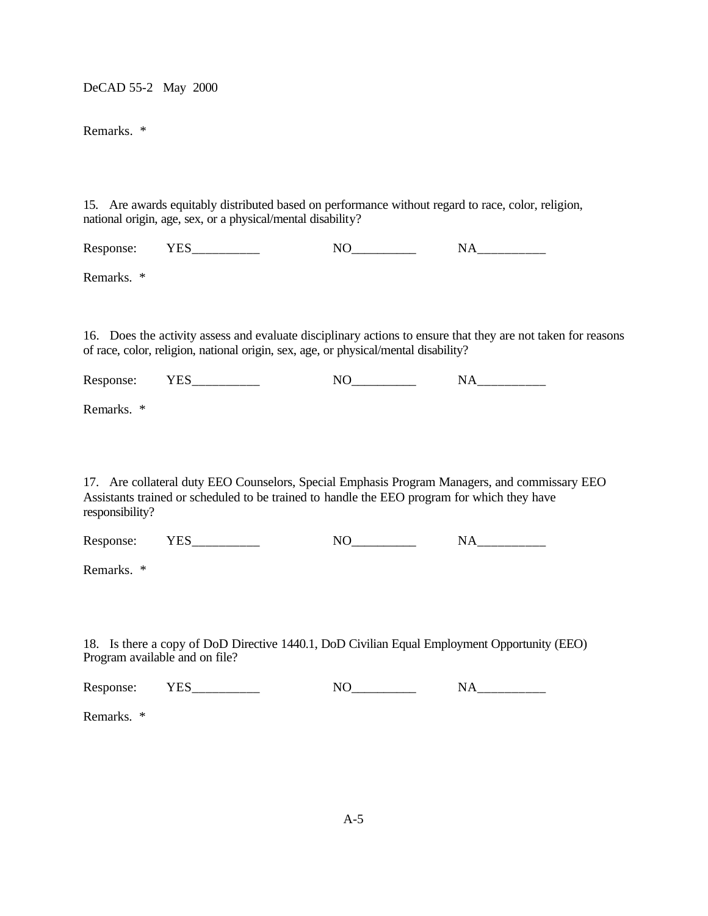Remarks. *

15. Are awards equitably distributed based on performance without regard to race, color, religion, national origin, age, sex, or a physical/mental disability?

Response: YES__________ NO__________ NA__________

Remarks. *

16. Does the activity assess and evaluate disciplinary actions to ensure that they are not taken for reasons of race, color, religion, national origin, sex, age, or physical/mental disability?

Response: YES__________ NO__________ NA__________

Remarks. *

17. Are collateral duty EEO Counselors, Special Emphasis Program Managers, and commissary EEO Assistants trained or scheduled to be trained to handle the EEO program for which they have responsibility?

Response: YES__________ NO__________ NA__________

Remarks. *

18. Is there a copy of DoD Directive 1440.1, DoD Civilian Equal Employment Opportunity (EEO) Program available and on file?

Response: YES__________ NO__________ NA__________

Remarks. *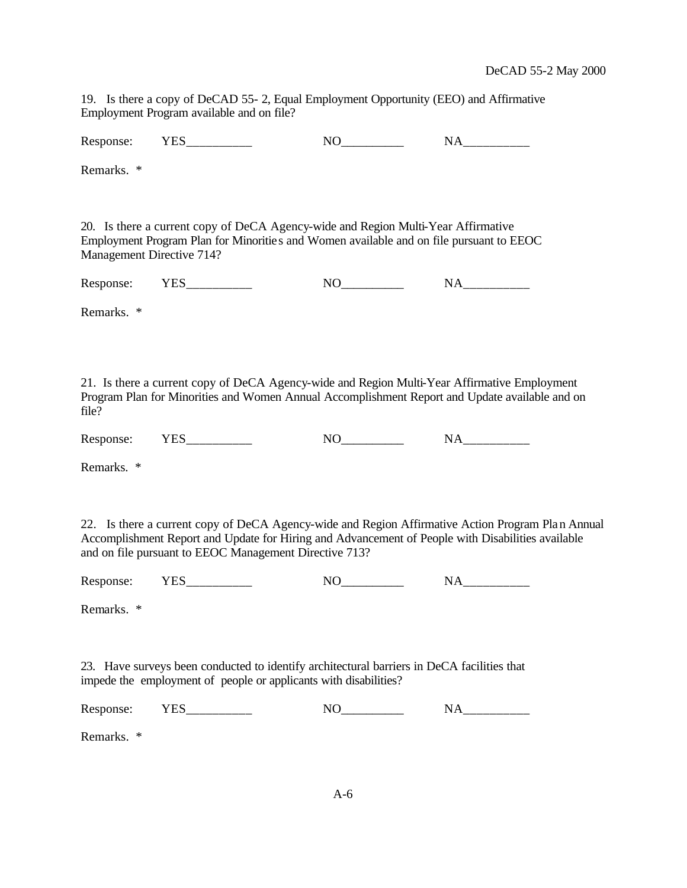19. Is there a copy of DeCAD 55- 2, Equal Employment Opportunity (EEO) and Affirmative Employment Program available and on file?

Response: YES__________ NO__________ NA__________

Remarks. *

20. Is there a current copy of DeCA Agency-wide and Region Multi-Year Affirmative Employment Program Plan for Minorities and Women available and on file pursuant to EEOC Management Directive 714?

Response: YES__________ NO__________ NA__________

Remarks. *

21. Is there a current copy of DeCA Agency-wide and Region Multi-Year Affirmative Employment Program Plan for Minorities and Women Annual Accomplishment Report and Update available and on file?

Response: YES__________ NO__________ NA__________

Remarks. *

22. Is there a current copy of DeCA Agency-wide and Region Affirmative Action Program Plan Annual Accomplishment Report and Update for Hiring and Advancement of People with Disabilities available and on file pursuant to EEOC Management Directive 713?

Response: YES__________ NO__________ NA__________

Remarks. *

23. Have surveys been conducted to identify architectural barriers in DeCA facilities that impede the employment of people or applicants with disabilities?

Response: YES__________ NO__________ NA__________

Remarks. *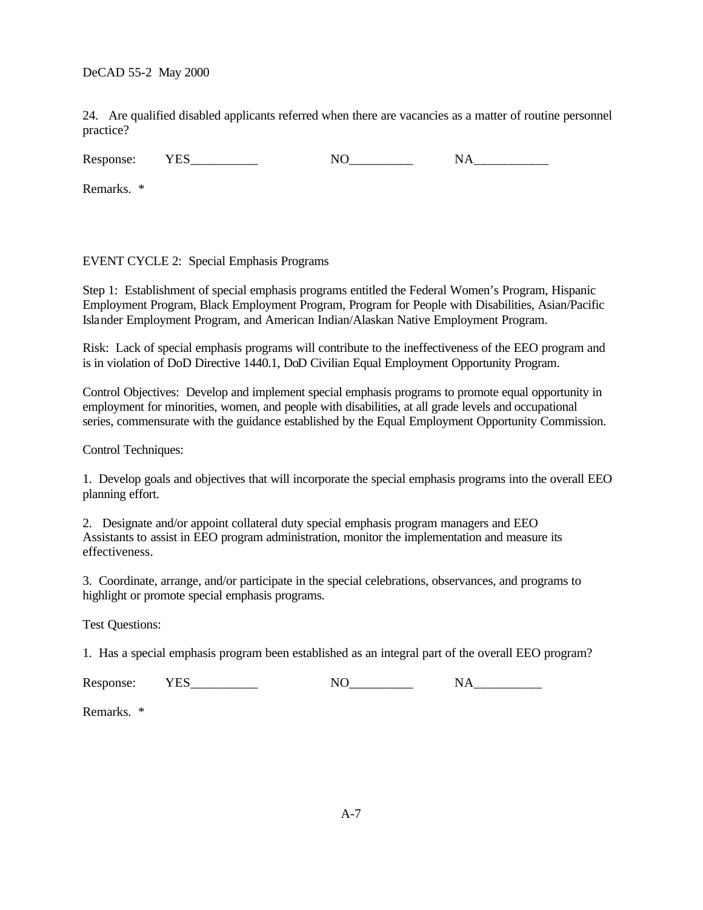24. Are qualified disabled applicants referred when there are vacancies as a matter of routine personnel practice?

Response: YES__________ NO__________ NA___________

Remarks. *

EVENT CYCLE 2: Special Emphasis Programs

Step 1: Establishment of special emphasis programs entitled the Federal Women's Program, Hispanic Employment Program, Black Employment Program, Program for People with Disabilities, Asian/Pacific Islander Employment Program, and American Indian/Alaskan Native Employment Program.

Risk: Lack of special emphasis programs will contribute to the ineffectiveness of the EEO program and is in violation of DoD Directive 1440.1, DoD Civilian Equal Employment Opportunity Program.

Control Objectives: Develop and implement special emphasis programs to promote equal opportunity in employment for minorities, women, and people with disabilities, at all grade levels and occupational series, commensurate with the guidance established by the Equal Employment Opportunity Commission.

Control Techniques:

1. Develop goals and objectives that will incorporate the special emphasis programs into the overall EEO planning effort.

2. Designate and/or appoint collateral duty special emphasis program managers and EEO Assistants to assist in EEO program administration, monitor the implementation and measure its effectiveness.

3. Coordinate, arrange, and/or participate in the special celebrations, observances, and programs to highlight or promote special emphasis programs.

Test Questions:

1. Has a special emphasis program been established as an integral part of the overall EEO program?

Response: YES__________ NO__________ NA__________

Remarks. *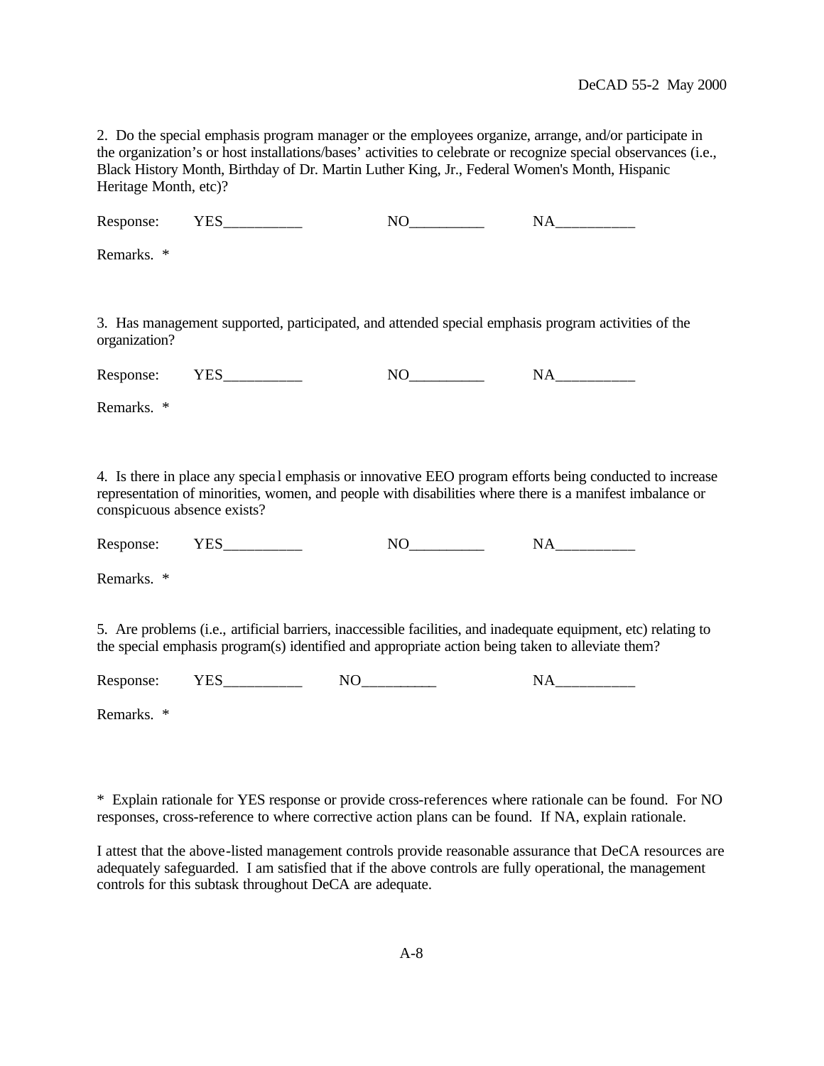2. Do the special emphasis program manager or the employees organize, arrange, and/or participate in the organization's or host installations/bases' activities to celebrate or recognize special observances (i.e., Black History Month, Birthday of Dr. Martin Luther King, Jr., Federal Women's Month, Hispanic Heritage Month, etc)?

Response: YES__________ NO__________ NA__________

Remarks. *

3. Has management supported, participated, and attended special emphasis program activities of the organization?

Response: YES__________ NO__________ NA__________

Remarks. *

4. Is there in place any special emphasis or innovative EEO program efforts being conducted to increase representation of minorities, women, and people with disabilities where there is a manifest imbalance or conspicuous absence exists?

Response: YES__________ NO__________ NA__________

Remarks. *

5. Are problems (i.e., artificial barriers, inaccessible facilities, and inadequate equipment, etc) relating to the special emphasis program(s) identified and appropriate action being taken to alleviate them?

Response: YES__________ NO__________ NA__________

Remarks. *

\* Explain rationale for YES response or provide cross-references where rationale can be found. For NO responses, cross-reference to where corrective action plans can be found. If NA, explain rationale.

I attest that the above-listed management controls provide reasonable assurance that DeCA resources are adequately safeguarded. I am satisfied that if the above controls are fully operational, the management controls for this subtask throughout DeCA are adequate.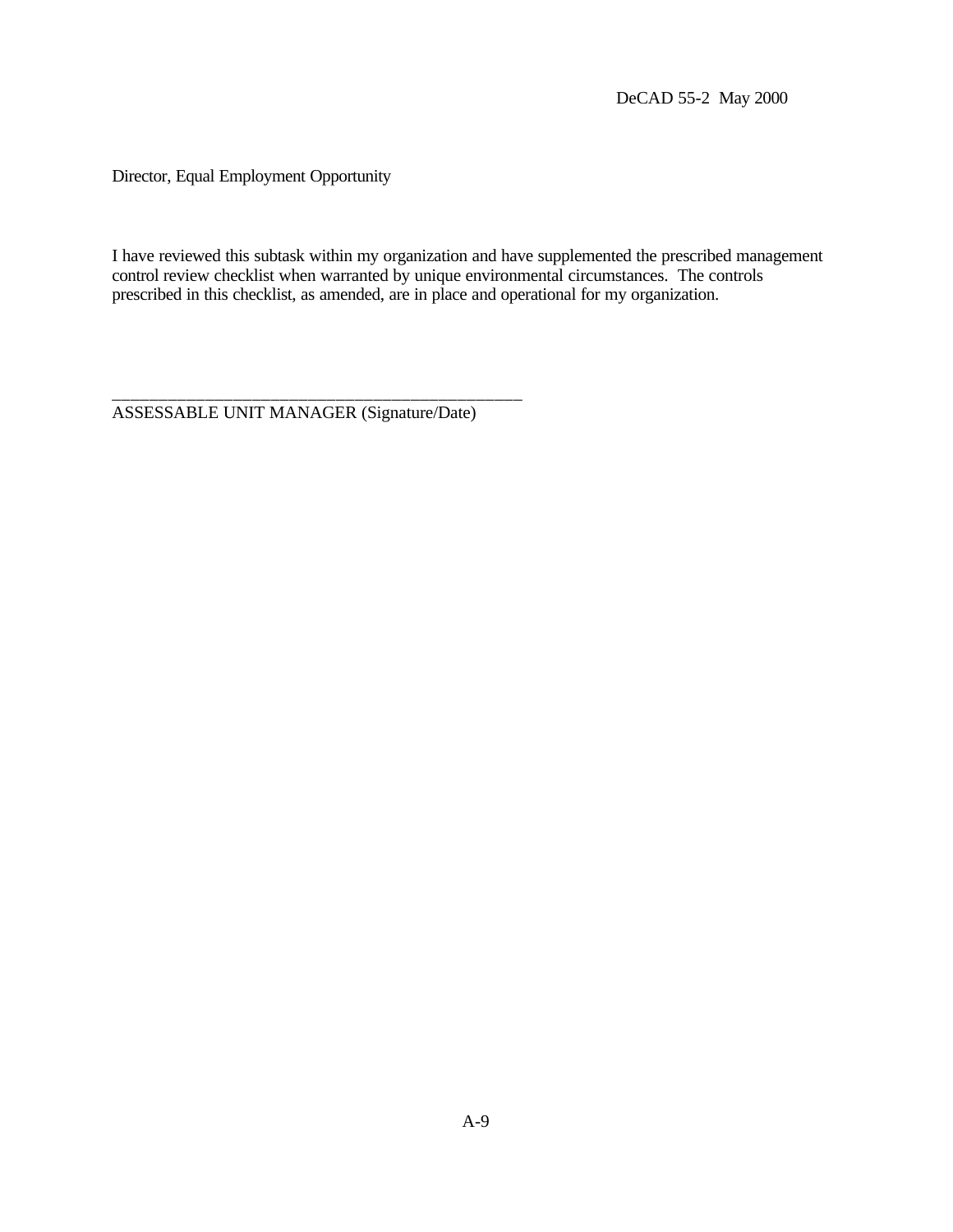Director, Equal Employment Opportunity

I have reviewed this subtask within my organization and have supplemented the prescribed management control review checklist when warranted by unique environmental circumstances. The controls prescribed in this checklist, as amended, are in place and operational for my organization.

_____________________________________________
ASSESSABLE UNIT MANAGER (Signature/Date)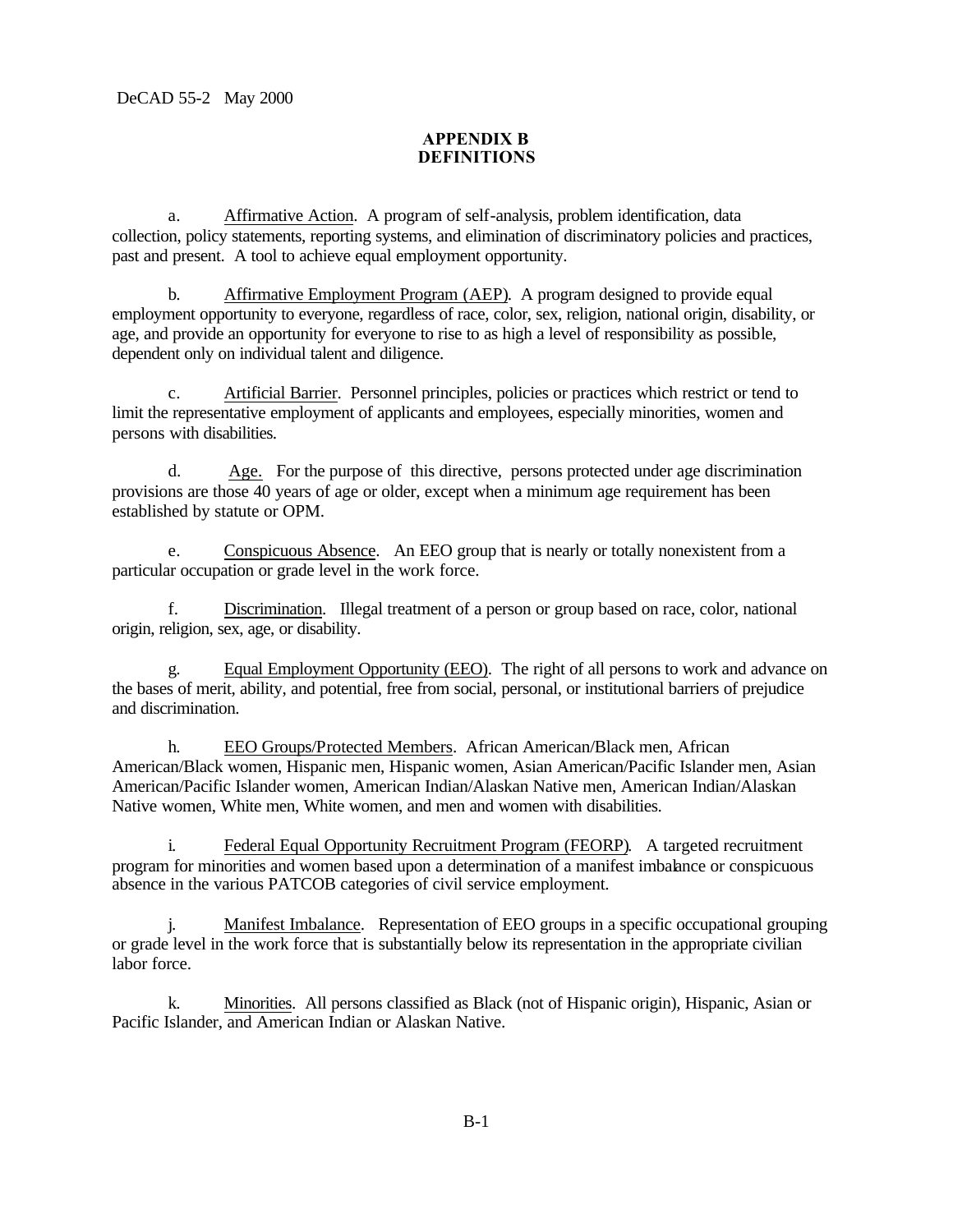## APPENDIX B
## DEFINITIONS

a. Affirmative Action. A program of self-analysis, problem identification, data collection, policy statements, reporting systems, and elimination of discriminatory policies and practices, past and present. A tool to achieve equal employment opportunity.

b. Affirmative Employment Program (AEP). A program designed to provide equal employment opportunity to everyone, regardless of race, color, sex, religion, national origin, disability, or age, and provide an opportunity for everyone to rise to as high a level of responsibility as possible, dependent only on individual talent and diligence.

c. Artificial Barrier. Personnel principles, policies or practices which restrict or tend to limit the representative employment of applicants and employees, especially minorities, women and persons with disabilities.

d. Age. For the purpose of this directive, persons protected under age discrimination provisions are those 40 years of age or older, except when a minimum age requirement has been established by statute or OPM.

e. Conspicuous Absence. An EEO group that is nearly or totally nonexistent from a particular occupation or grade level in the work force.

f. Discrimination. Illegal treatment of a person or group based on race, color, national origin, religion, sex, age, or disability.

g. Equal Employment Opportunity (EEO). The right of all persons to work and advance on the bases of merit, ability, and potential, free from social, personal, or institutional barriers of prejudice and discrimination.

h. EEO Groups/Protected Members. African American/Black men, African American/Black women, Hispanic men, Hispanic women, Asian American/Pacific Islander men, Asian American/Pacific Islander women, American Indian/Alaskan Native men, American Indian/Alaskan Native women, White men, White women, and men and women with disabilities.

i. Federal Equal Opportunity Recruitment Program (FEORP). A targeted recruitment program for minorities and women based upon a determination of a manifest imbalance or conspicuous absence in the various PATCOB categories of civil service employment.

j. Manifest Imbalance. Representation of EEO groups in a specific occupational grouping or grade level in the work force that is substantially below its representation in the appropriate civilian labor force.

k. Minorities. All persons classified as Black (not of Hispanic origin), Hispanic, Asian or Pacific Islander, and American Indian or Alaskan Native.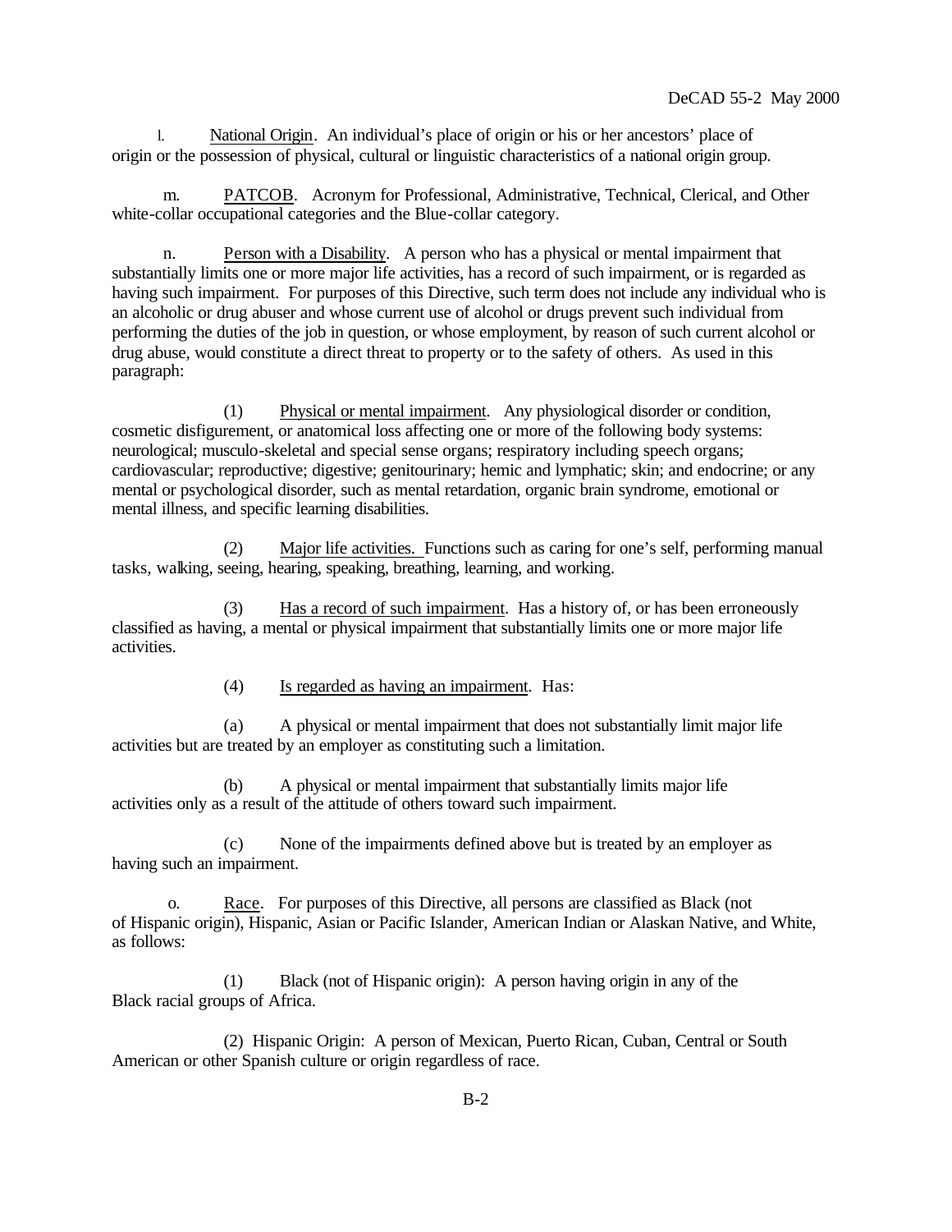l. National Origin. An individual's place of origin or his or her ancestors' place of origin or the possession of physical, cultural or linguistic characteristics of a national origin group.

m. PATCOB. Acronym for Professional, Administrative, Technical, Clerical, and Other white-collar occupational categories and the Blue-collar category.

n. Person with a Disability. A person who has a physical or mental impairment that substantially limits one or more major life activities, has a record of such impairment, or is regarded as having such impairment. For purposes of this Directive, such term does not include any individual who is an alcoholic or drug abuser and whose current use of alcohol or drugs prevent such individual from performing the duties of the job in question, or whose employment, by reason of such current alcohol or drug abuse, would constitute a direct threat to property or to the safety of others. As used in this paragraph:

(1) Physical or mental impairment. Any physiological disorder or condition, cosmetic disfigurement, or anatomical loss affecting one or more of the following body systems: neurological; musculo-skeletal and special sense organs; respiratory including speech organs; cardiovascular; reproductive; digestive; genitourinary; hemic and lymphatic; skin; and endocrine; or any mental or psychological disorder, such as mental retardation, organic brain syndrome, emotional or mental illness, and specific learning disabilities.

(2) Major life activities. Functions such as caring for one's self, performing manual tasks, walking, seeing, hearing, speaking, breathing, learning, and working.

(3) Has a record of such impairment. Has a history of, or has been erroneously classified as having, a mental or physical impairment that substantially limits one or more major life activities.

(4) Is regarded as having an impairment. Has:

(a) A physical or mental impairment that does not substantially limit major life activities but are treated by an employer as constituting such a limitation.

(b) A physical or mental impairment that substantially limits major life activities only as a result of the attitude of others toward such impairment.

(c) None of the impairments defined above but is treated by an employer as having such an impairment.

o. Race. For purposes of this Directive, all persons are classified as Black (not of Hispanic origin), Hispanic, Asian or Pacific Islander, American Indian or Alaskan Native, and White, as follows:

(1) Black (not of Hispanic origin): A person having origin in any of the Black racial groups of Africa.

(2) Hispanic Origin: A person of Mexican, Puerto Rican, Cuban, Central or South American or other Spanish culture or origin regardless of race.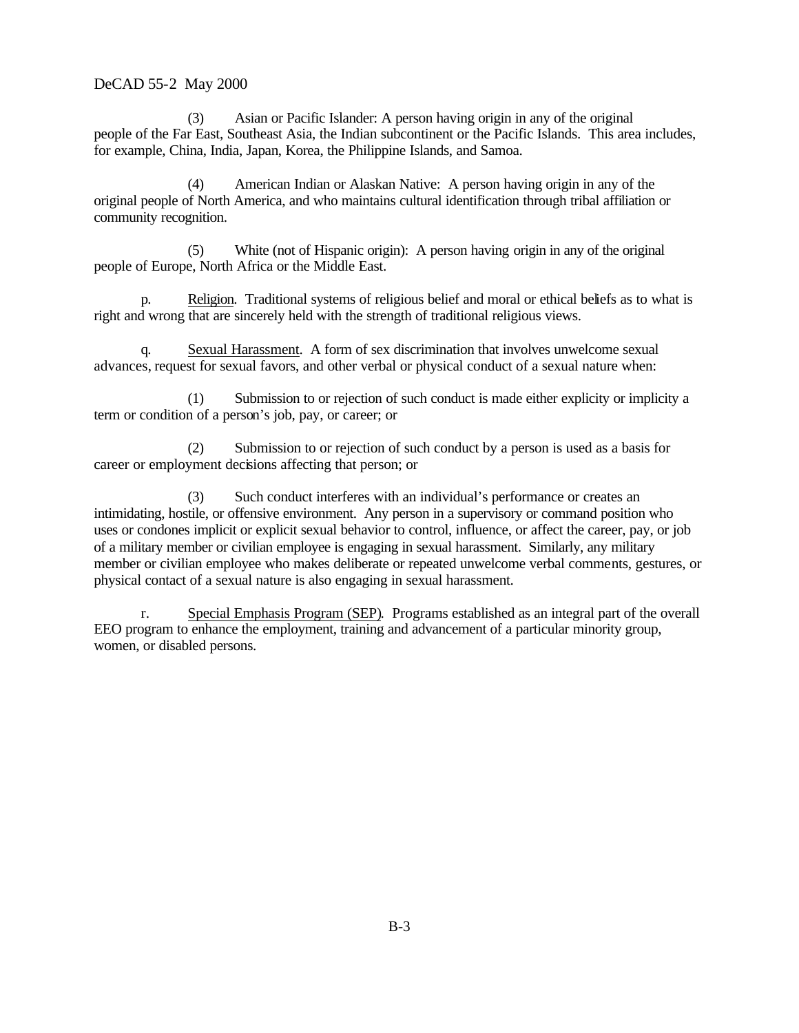(3) Asian or Pacific Islander: A person having origin in any of the original people of the Far East, Southeast Asia, the Indian subcontinent or the Pacific Islands. This area includes, for example, China, India, Japan, Korea, the Philippine Islands, and Samoa.

(4) American Indian or Alaskan Native: A person having origin in any of the original people of North America, and who maintains cultural identification through tribal affiliation or community recognition.

(5) White (not of Hispanic origin): A person having origin in any of the original people of Europe, North Africa or the Middle East.

p. Religion. Traditional systems of religious belief and moral or ethical beliefs as to what is right and wrong that are sincerely held with the strength of traditional religious views.

q. Sexual Harassment. A form of sex discrimination that involves unwelcome sexual advances, request for sexual favors, and other verbal or physical conduct of a sexual nature when:

(1) Submission to or rejection of such conduct is made either explicity or implicity a term or condition of a person's job, pay, or career; or

(2) Submission to or rejection of such conduct by a person is used as a basis for career or employment decisions affecting that person; or

(3) Such conduct interferes with an individual's performance or creates an intimidating, hostile, or offensive environment. Any person in a supervisory or command position who uses or condones implicit or explicit sexual behavior to control, influence, or affect the career, pay, or job of a military member or civilian employee is engaging in sexual harassment. Similarly, any military member or civilian employee who makes deliberate or repeated unwelcome verbal comments, gestures, or physical contact of a sexual nature is also engaging in sexual harassment.

r. Special Emphasis Program (SEP). Programs established as an integral part of the overall EEO program to enhance the employment, training and advancement of a particular minority group, women, or disabled persons.